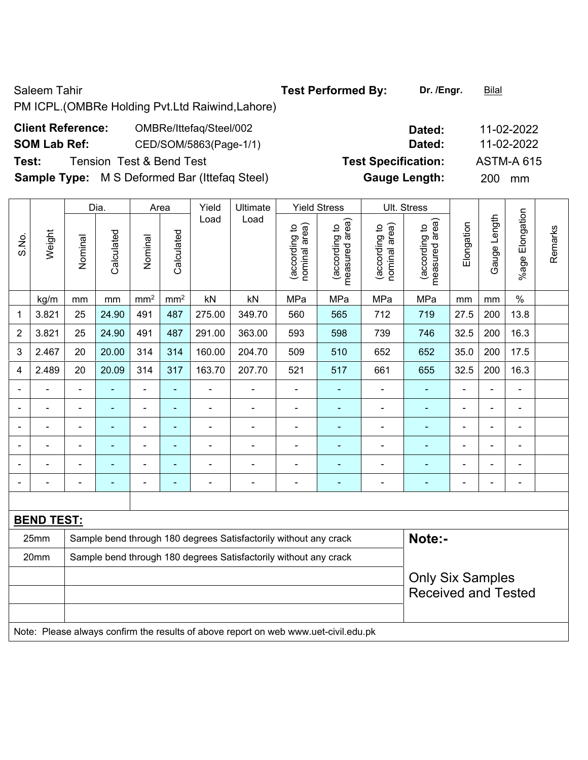Saleem Tahir

PM ICPL.(OMBRe Holding Pvt.Ltd Raiwind,Lahore)

**Test Performed By:** **Dr. /Engr.** Bilal

**Client Reference:** OMBRe/Ittefaq/Steel/002 **Dated:** 11-02-2022

**SOM Lab Ref:** CED/SOM/5863(Page-1/1) **Dated:** 11-02-2022

**Test:** Tension Test & Bend Test **Test Specification:** ASTM-A 615

**Sample Type:** M S Deformed Bar (Ittefaq Steel) **Gauge Length:** 200 mm

| S.No. | Weight | Dia. | | Area | | Yield Load | Ultimate Load | Yield Stress | | Ult. Stress | | Elongation | Gauge Length | %age Elongation | Remarks |
|---|---|---|---|---|---|---|---|---|---|---|---|---|---|---|---|
| | | Nominal | Calculated | Nominal | Calculated | | | (according to nominal area) | (according to measured area) | (according to nominal area) | (according to measured area) | | | | |
| | kg/m | mm | mm | $mm^2$ | $mm^2$ | kN | kN | MPa | MPa | MPa | MPa | mm | mm | % | |
| 1 | 3.821 | 25 | 24.90 | 491 | 487 | 275.00 | 349.70 | 560 | 565 | 712 | 719 | 27.5 | 200 | 13.8 | |
| 2 | 3.821 | 25 | 24.90 | 491 | 487 | 291.00 | 363.00 | 593 | 598 | 739 | 746 | 32.5 | 200 | 16.3 | |
| 3 | 2.467 | 20 | 20.00 | 314 | 314 | 160.00 | 204.70 | 509 | 510 | 652 | 652 | 35.0 | 200 | 17.5 | |
| 4 | 2.489 | 20 | 20.09 | 314 | 317 | 163.70 | 207.70 | 521 | 517 | 661 | 655 | 32.5 | 200 | 16.3 | |
| - | - | - | - | - | - | - | - | - | - | - | - | - | - | - | |
| - | - | - | - | - | - | - | - | - | - | - | - | - | - | - | |
| - | - | - | - | - | - | - | - | - | - | - | - | - | - | - | |
| - | - | - | - | - | - | - | - | - | - | - | - | - | - | - | |
| - | - | - | - | - | - | - | - | - | - | - | - | - | - | - | |
| - | - | - | - | - | - | - | - | - | - | - | - | - | - | - | |

**BEND TEST:**

| Size | Result |
|---|---|
| 25mm | Sample bend through 180 degrees Satisfactorily without any crack |
| 20mm | Sample bend through 180 degrees Satisfactorily without any crack |

**Note:-**

Only Six Samples Received and Tested

Note: Please always confirm the results of above report on web www.uet-civil.edu.pk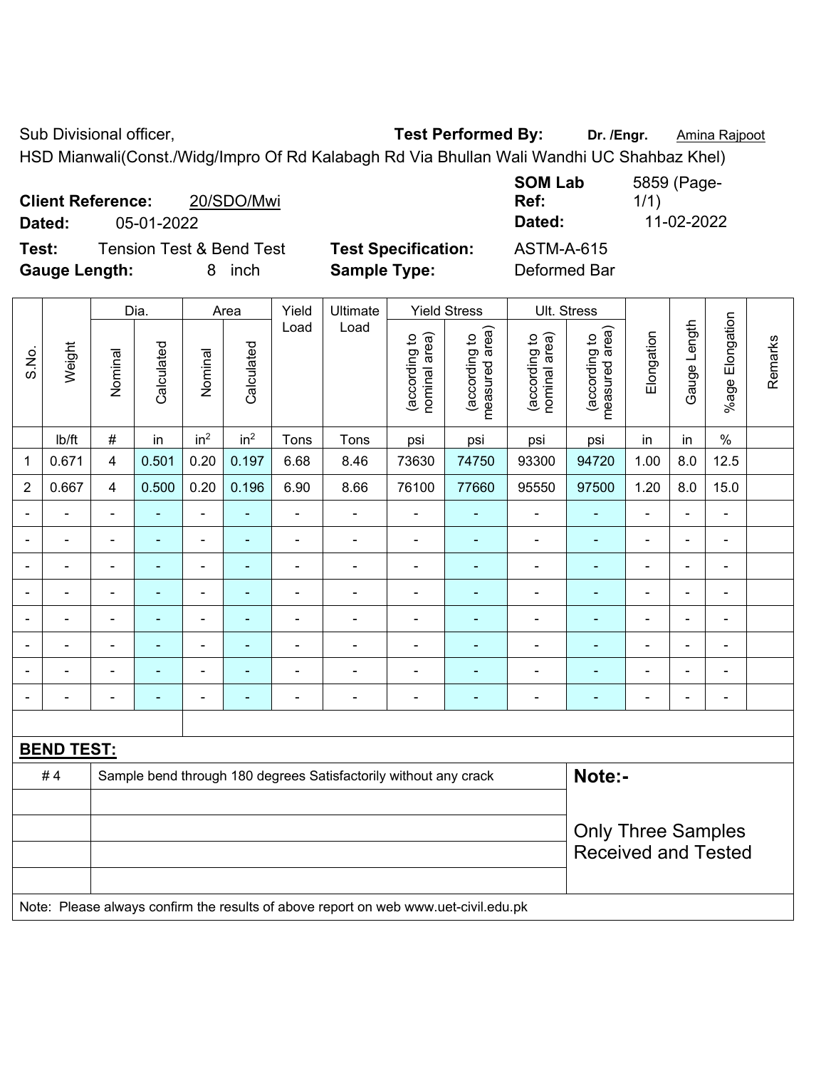Sub Divisional officer, **Test Performed By:** **Dr. /Engr.** Amina Rajpoot

HSD Mianwali(Const./Widg/Impro Of Rd Kalabagh Rd Via Bhullan Wali Wandhi UC Shahbaz Khel)

**Client Reference:** 20/SDO/Mwi **SOM Lab Ref:** 5859 (Page-1/1)

**Dated:** 05-01-2022 **Dated:** 11-02-2022

**Test:** Tension Test & Bend Test **Test Specification:** ASTM-A-615

**Gauge Length:** 8 inch **Sample Type:** Deformed Bar

| S.No. | Weight | Dia. | | Area | | Yield Load | Ultimate Load | Yield Stress | | Ult. Stress | | Elongation | Gauge Length | %age Elongation | Remarks |
|---|---|---|---|---|---|---|---|---|---|---|---|---|---|---|---|
| | | Nominal | Calculated | Nominal | Calculated | | | (according to nominal area) | (according to measured area) | (according to nominal area) | (according to measured area) | | | | |
| | lb/ft | # | in | $in^2$ | $in^2$ | Tons | Tons | psi | psi | psi | psi | in | in | % | |
| 1 | 0.671 | 4 | 0.501 | 0.20 | 0.197 | 6.68 | 8.46 | 73630 | 74750 | 93300 | 94720 | 1.00 | 8.0 | 12.5 | |
| 2 | 0.667 | 4 | 0.500 | 0.20 | 0.196 | 6.90 | 8.66 | 76100 | 77660 | 95550 | 97500 | 1.20 | 8.0 | 15.0 | |
| - | - | - | - | - | - | - | - | - | - | - | - | - | - | - | |
| - | - | - | - | - | - | - | - | - | - | - | - | - | - | - | |
| - | - | - | - | - | - | - | - | - | - | - | - | - | - | - | |
| - | - | - | - | - | - | - | - | - | - | - | - | - | - | - | |
| - | - | - | - | - | - | - | - | - | - | - | - | - | - | - | |
| - | - | - | - | - | - | - | - | - | - | - | - | - | - | - | |
| - | - | - | - | - | - | - | - | - | - | - | - | - | - | - | |
| - | - | - | - | - | - | - | - | - | - | - | - | - | - | - | |

**BEND TEST:**

| | | |
|---|---|---|
| # 4 | Sample bend through 180 degrees Satisfactorily without any crack | **Note:-** |
| | | Only Three Samples Received and Tested |

Note: Please always confirm the results of above report on web www.uet-civil.edu.pk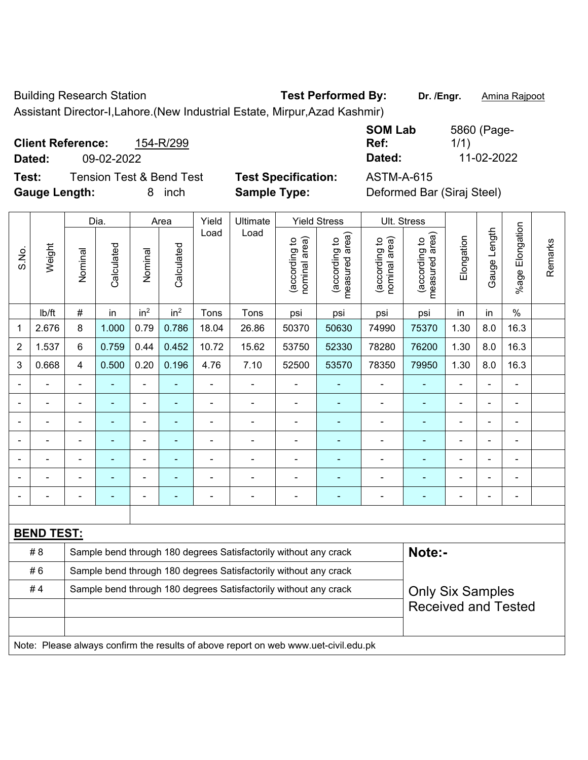Building Research Station **Test Performed By:** **Dr. /Engr.** Amina Rajpoot

Assistant Director-I,Lahore.(New Industrial Estate, Mirpur,Azad Kashmir)

**Client Reference:** 154-R/299 **SOM Lab Ref:** 5860 (Page-1/1)

**Dated:** 09-02-2022 **Dated:** 11-02-2022

**Test:** Tension Test & Bend Test **Test Specification:** ASTM-A-615

**Gauge Length:** 8 inch **Sample Type:** Deformed Bar (Siraj Steel)

| S.No. | Weight | Dia. | | Area | | Yield Load | Ultimate Load | Yield Stress | | Ult. Stress | | Elongation | Gauge Length | %age Elongation | Remarks |
|---|---|---|---|---|---|---|---|---|---|---|---|---|---|---|---|
| | | Nominal | Calculated | Nominal | Calculated | | | (according to nominal area) | (according to measured area) | (according to nominal area) | (according to measured area) | | | | |
| | lb/ft | # | in | $in^2$ | $in^2$ | Tons | Tons | psi | psi | psi | psi | in | in | % | |
| 1 | 2.676 | 8 | 1.000 | 0.79 | 0.786 | 18.04 | 26.86 | 50370 | 50630 | 74990 | 75370 | 1.30 | 8.0 | 16.3 | |
| 2 | 1.537 | 6 | 0.759 | 0.44 | 0.452 | 10.72 | 15.62 | 53750 | 52330 | 78280 | 76200 | 1.30 | 8.0 | 16.3 | |
| 3 | 0.668 | 4 | 0.500 | 0.20 | 0.196 | 4.76 | 7.10 | 52500 | 53570 | 78350 | 79950 | 1.30 | 8.0 | 16.3 | |
| - | - | - | - | - | - | - | - | - | - | - | - | - | - | - | |
| - | - | - | - | - | - | - | - | - | - | - | - | - | - | - | |
| - | - | - | - | - | - | - | - | - | - | - | - | - | - | - | |
| - | - | - | - | - | - | - | - | - | - | - | - | - | - | - | |
| - | - | - | - | - | - | - | - | - | - | - | - | - | - | - | |
| - | - | - | - | - | - | - | - | - | - | - | - | - | - | - | |
| - | - | - | - | - | - | - | - | - | - | - | - | - | - | - | |

**BEND TEST:**

| | | |
|---|---|---|
| # 8 | Sample bend through 180 degrees Satisfactorily without any crack | **Note:-** |
| # 6 | Sample bend through 180 degrees Satisfactorily without any crack | |
| # 4 | Sample bend through 180 degrees Satisfactorily without any crack | Only Six Samples Received and Tested |

Note: Please always confirm the results of above report on web www.uet-civil.edu.pk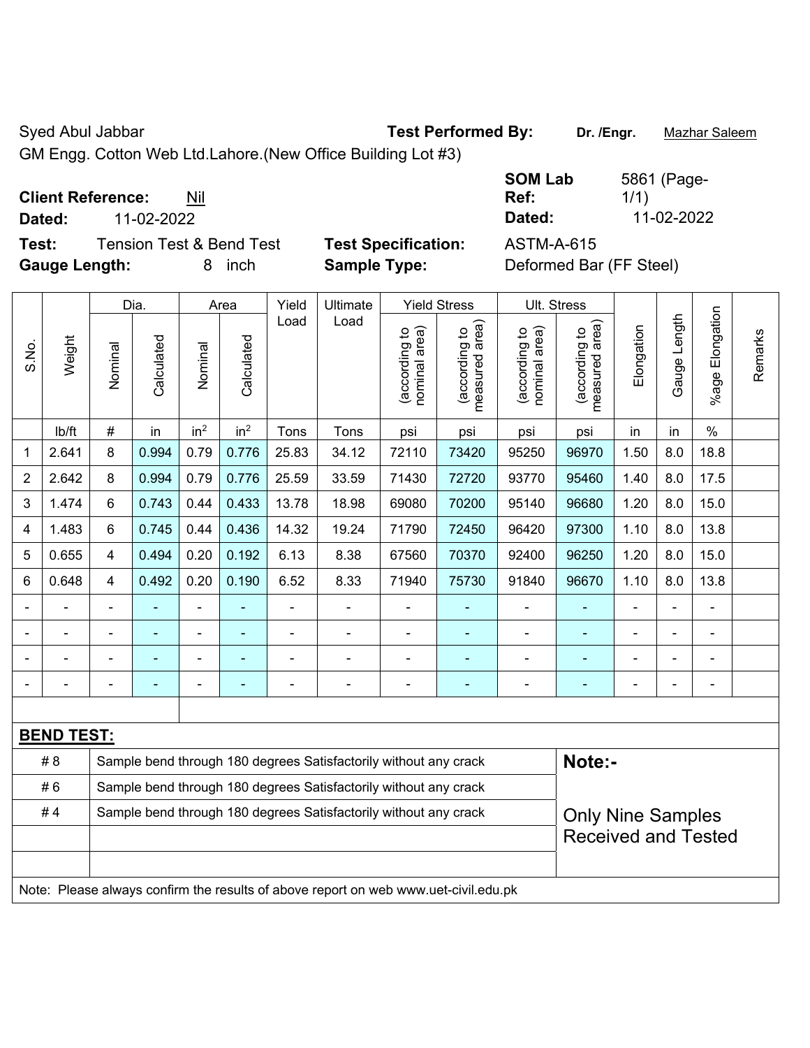Syed Abul Jabbar **Test Performed By:** **Dr. /Engr.** Mazhar Saleem

GM Engg. Cotton Web Ltd.Lahore.(New Office Building Lot #3)

**Client Reference:** Nil **SOM Lab Ref:** 5861 (Page-1/1)

**Dated:** 11-02-2022 **Dated:** 11-02-2022

**Test:** Tension Test & Bend Test **Test Specification:** ASTM-A-615

**Gauge Length:** 8 inch **Sample Type:** Deformed Bar (FF Steel)

| S.No. | Weight | Dia. | | Area | | Yield Load | Ultimate Load | Yield Stress | | Ult. Stress | | Elongation | Gauge Length | %age Elongation | Remarks |
|---|---|---|---|---|---|---|---|---|---|---|---|---|---|---|---|
| | | Nominal | Calculated | Nominal | Calculated | | | (according to nominal area) | (according to measured area) | (according to nominal area) | (according to measured area) | | | | |
| | lb/ft | # | in | $in^2$ | $in^2$ | Tons | Tons | psi | psi | psi | psi | in | in | % | |
| 1 | 2.641 | 8 | 0.994 | 0.79 | 0.776 | 25.83 | 34.12 | 72110 | 73420 | 95250 | 96970 | 1.50 | 8.0 | 18.8 | |
| 2 | 2.642 | 8 | 0.994 | 0.79 | 0.776 | 25.59 | 33.59 | 71430 | 72720 | 93770 | 95460 | 1.40 | 8.0 | 17.5 | |
| 3 | 1.474 | 6 | 0.743 | 0.44 | 0.433 | 13.78 | 18.98 | 69080 | 70200 | 95140 | 96680 | 1.20 | 8.0 | 15.0 | |
| 4 | 1.483 | 6 | 0.745 | 0.44 | 0.436 | 14.32 | 19.24 | 71790 | 72450 | 96420 | 97300 | 1.10 | 8.0 | 13.8 | |
| 5 | 0.655 | 4 | 0.494 | 0.20 | 0.192 | 6.13 | 8.38 | 67560 | 70370 | 92400 | 96250 | 1.20 | 8.0 | 15.0 | |
| 6 | 0.648 | 4 | 0.492 | 0.20 | 0.190 | 6.52 | 8.33 | 71940 | 75730 | 91840 | 96670 | 1.10 | 8.0 | 13.8 | |
| - | - | - | - | - | - | - | - | - | - | - | - | - | - | - | |
| - | - | - | - | - | - | - | - | - | - | - | - | - | - | - | |
| - | - | - | - | - | - | - | - | - | - | - | - | - | - | - | |
| - | - | - | - | - | - | - | - | - | - | - | - | - | - | - | |

**BEND TEST:**

| | | |
|---|---|---|
| # 8 | Sample bend through 180 degrees Satisfactorily without any crack | **Note:-** |
| # 6 | Sample bend through 180 degrees Satisfactorily without any crack | |
| # 4 | Sample bend through 180 degrees Satisfactorily without any crack | Only Nine Samples Received and Tested |

Note: Please always confirm the results of above report on web www.uet-civil.edu.pk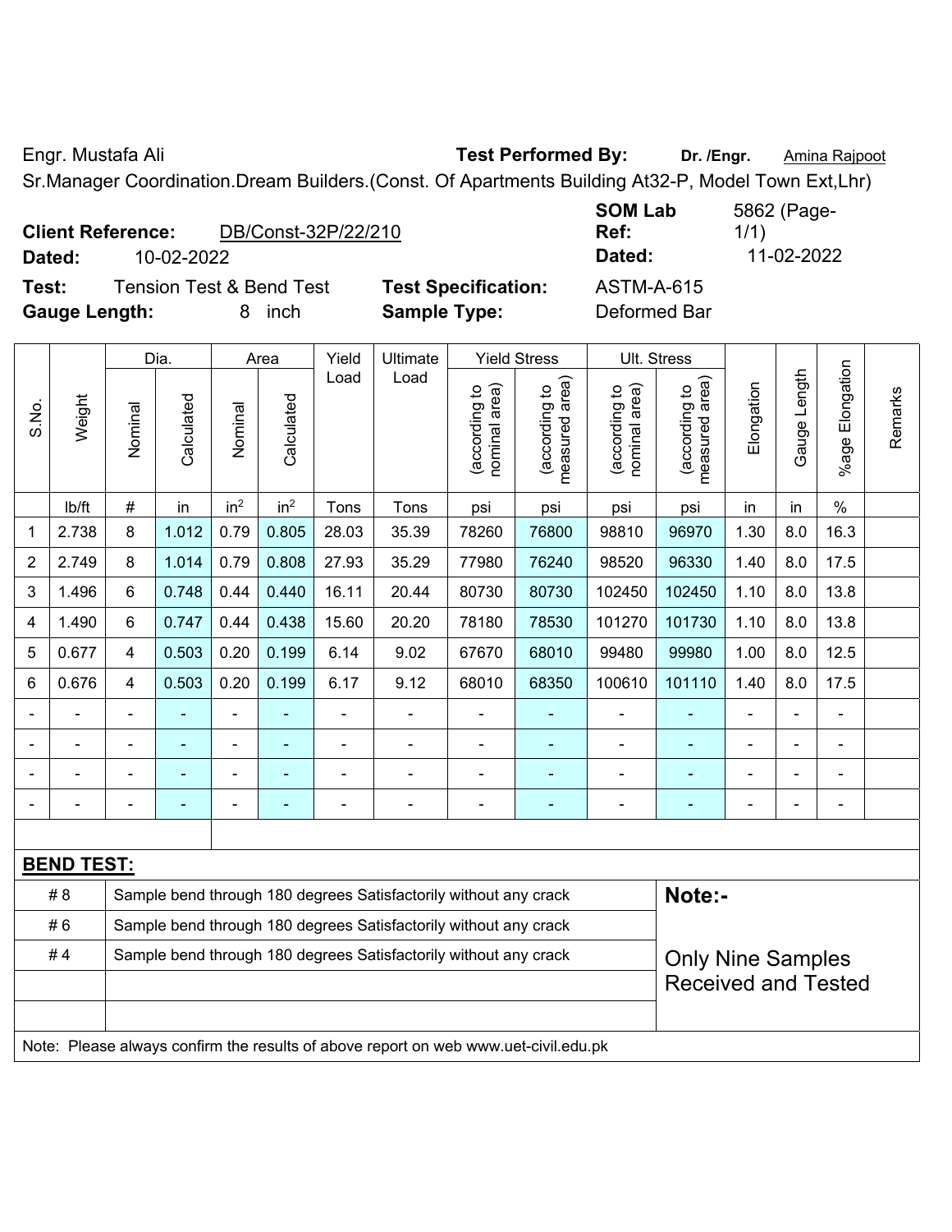Engr. Mustafa Ali

**Test Performed By:** **Dr. /Engr.** Amina Rajpoot

Sr.Manager Coordination.Dream Builders.(Const. Of Apartments Building At32-P, Model Town Ext,Lhr)

**Client Reference:** DB/Const-32P/22/210

**Dated:** 10-02-2022

**SOM Lab Ref:** 5862 (Page-1/1)

**Dated:** 11-02-2022

**Test:** Tension Test & Bend Test

**Test Specification:** ASTM-A-615

**Gauge Length:** 8 inch

**Sample Type:** Deformed Bar

| S.No. | Weight | Dia. | | Area | | Yield Load | Ultimate Load | Yield Stress | | Ult. Stress | | Elongation | Gauge Length | %age Elongation | Remarks |
|---|---|---|---|---|---|---|---|---|---|---|---|---|---|---|---|
| | | Nominal | Calculated | Nominal | Calculated | | | (according to nominal area) | (according to measured area) | (according to nominal area) | (according to measured area) | | | | |
| | lb/ft | # | in | $in^2$ | $in^2$ | Tons | Tons | psi | psi | psi | psi | in | in | % | |
| 1 | 2.738 | 8 | 1.012 | 0.79 | 0.805 | 28.03 | 35.39 | 78260 | 76800 | 98810 | 96970 | 1.30 | 8.0 | 16.3 | |
| 2 | 2.749 | 8 | 1.014 | 0.79 | 0.808 | 27.93 | 35.29 | 77980 | 76240 | 98520 | 96330 | 1.40 | 8.0 | 17.5 | |
| 3 | 1.496 | 6 | 0.748 | 0.44 | 0.440 | 16.11 | 20.44 | 80730 | 80730 | 102450 | 102450 | 1.10 | 8.0 | 13.8 | |
| 4 | 1.490 | 6 | 0.747 | 0.44 | 0.438 | 15.60 | 20.20 | 78180 | 78530 | 101270 | 101730 | 1.10 | 8.0 | 13.8 | |
| 5 | 0.677 | 4 | 0.503 | 0.20 | 0.199 | 6.14 | 9.02 | 67670 | 68010 | 99480 | 99980 | 1.00 | 8.0 | 12.5 | |
| 6 | 0.676 | 4 | 0.503 | 0.20 | 0.199 | 6.17 | 9.12 | 68010 | 68350 | 100610 | 101110 | 1.40 | 8.0 | 17.5 | |
| - | - | - | - | - | - | - | - | - | - | - | - | - | - | - | |
| - | - | - | - | - | - | - | - | - | - | - | - | - | - | - | |
| - | - | - | - | - | - | - | - | - | - | - | - | - | - | - | |
| - | - | - | - | - | - | - | - | - | - | - | - | - | - | - | |

**BEND TEST:**

| | | |
|---|---|---|
| # 8 | Sample bend through 180 degrees Satisfactorily without any crack | **Note:-** |
| # 6 | Sample bend through 180 degrees Satisfactorily without any crack | |
| # 4 | Sample bend through 180 degrees Satisfactorily without any crack | Only Nine Samples Received and Tested |

Note: Please always confirm the results of above report on web www.uet-civil.edu.pk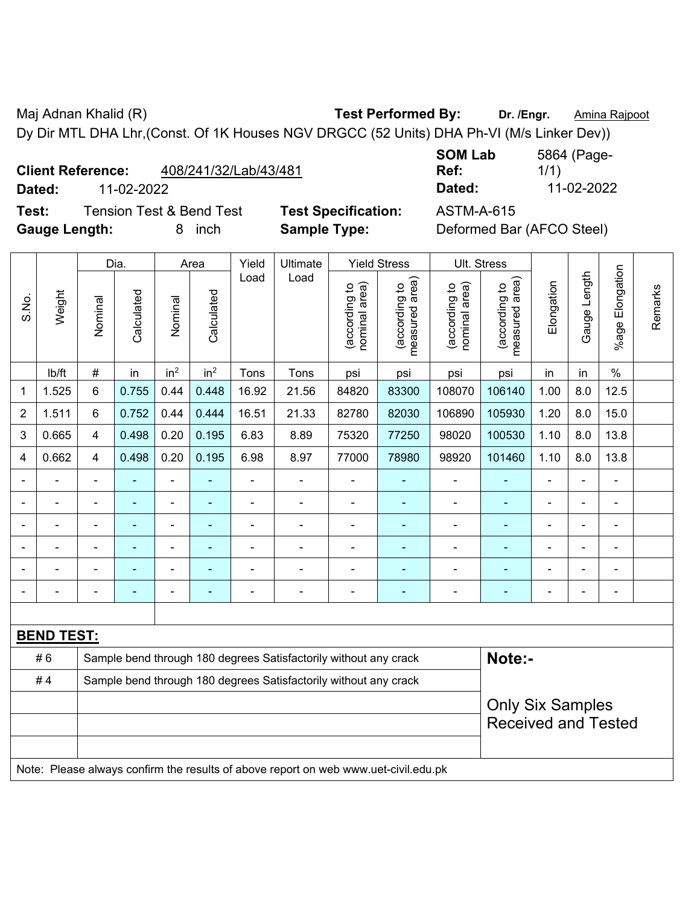Maj Adnan Khalid (R) **Test Performed By:** **Dr. /Engr.** Amina Rajpoot

Dy Dir MTL DHA Lhr,(Const. Of 1K Houses NGV DRGCC (52 Units) DHA Ph-VI (M/s Linker Dev))

**Client Reference:** 408/241/32/Lab/43/481 **SOM Lab Ref:** 5864 (Page-1/1)

**Dated:** 11-02-2022 **Dated:** 11-02-2022

**Test:** Tension Test & Bend Test **Test Specification:** ASTM-A-615

**Gauge Length:** 8 inch **Sample Type:** Deformed Bar (AFCO Steel)

| S.No. | Weight | Dia. | | Area | | Yield Load | Ultimate Load | Yield Stress | | Ult. Stress | | Elongation | Gauge Length | %age Elongation | Remarks |
|---|---|---|---|---|---|---|---|---|---|---|---|---|---|---|---|
| | | Nominal | Calculated | Nominal | Calculated | | | (according to nominal area) | (according to measured area) | (according to nominal area) | (according to measured area) | | | | |
| | lb/ft | # | in | $in^2$ | $in^2$ | Tons | Tons | psi | psi | psi | psi | in | in | % | |
| 1 | 1.525 | 6 | 0.755 | 0.44 | 0.448 | 16.92 | 21.56 | 84820 | 83300 | 108070 | 106140 | 1.00 | 8.0 | 12.5 | |
| 2 | 1.511 | 6 | 0.752 | 0.44 | 0.444 | 16.51 | 21.33 | 82780 | 82030 | 106890 | 105930 | 1.20 | 8.0 | 15.0 | |
| 3 | 0.665 | 4 | 0.498 | 0.20 | 0.195 | 6.83 | 8.89 | 75320 | 77250 | 98020 | 100530 | 1.10 | 8.0 | 13.8 | |
| 4 | 0.662 | 4 | 0.498 | 0.20 | 0.195 | 6.98 | 8.97 | 77000 | 78980 | 98920 | 101460 | 1.10 | 8.0 | 13.8 | |
| - | - | - | - | - | - | - | - | - | - | - | - | - | - | - | |
| - | - | - | - | - | - | - | - | - | - | - | - | - | - | - | |
| - | - | - | - | - | - | - | - | - | - | - | - | - | - | - | |
| - | - | - | - | - | - | - | - | - | - | - | - | - | - | - | |
| - | - | - | - | - | - | - | - | - | - | - | - | - | - | - | |
| - | - | - | - | - | - | - | - | - | - | - | - | - | - | - | |

**BEND TEST:**

| | | |
|---|---|---|
| # 6 | Sample bend through 180 degrees Satisfactorily without any crack | **Note:-** |
| # 4 | Sample bend through 180 degrees Satisfactorily without any crack | Only Six Samples Received and Tested |

Note: Please always confirm the results of above report on web www.uet-civil.edu.pk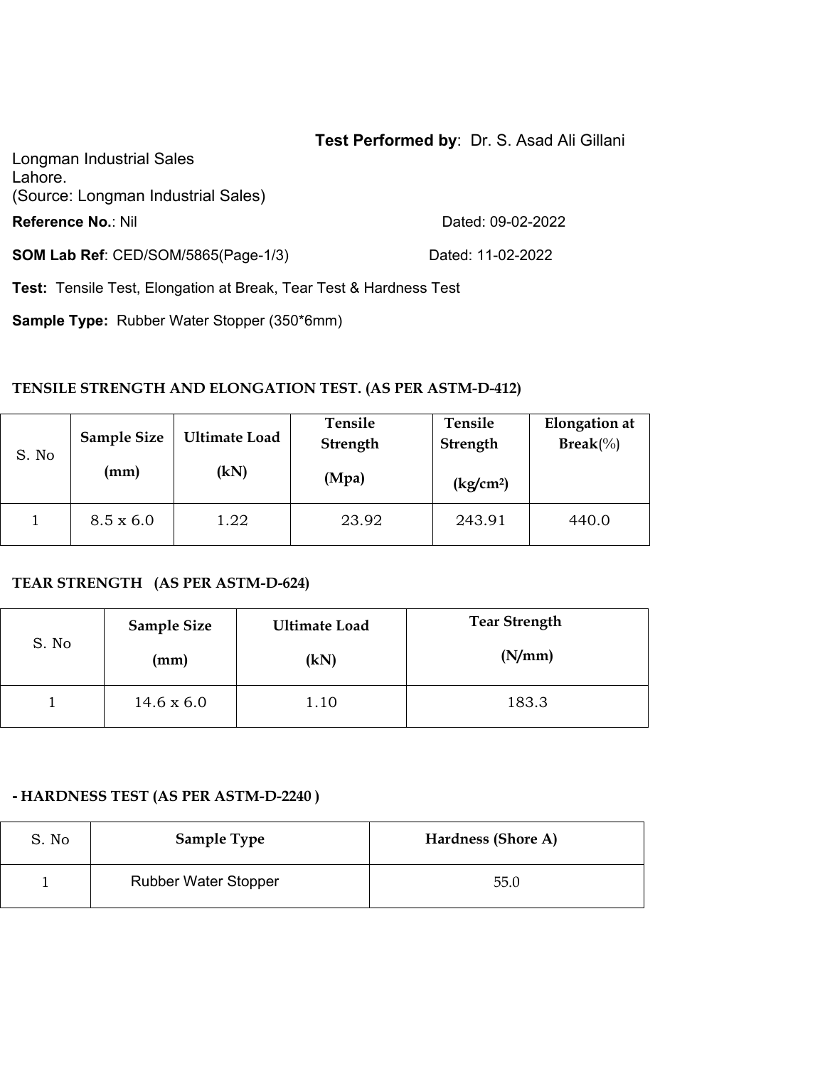**Test Performed by**: Dr. S. Asad Ali Gillani

Longman Industrial Sales
Lahore.
(Source: Longman Industrial Sales)

**Reference No.**: Nil Dated: 09-02-2022

**SOM Lab Ref**: CED/SOM/5865(Page-1/3) Dated: 11-02-2022

**Test:** Tensile Test, Elongation at Break, Tear Test & Hardness Test

**Sample Type:** Rubber Water Stopper (350*6mm)

**TENSILE STRENGTH AND ELONGATION TEST. (AS PER ASTM-D-412)**

| S. No | **Sample Size (mm)** | **Ultimate Load (kN)** | **Tensile Strength (Mpa)** | **Tensile Strength ($kg/cm^2$)** | **Elongation at Break**(%) |
|---|---|---|---|---|---|
| 1 | 8.5 x 6.0 | 1.22 | 23.92 | 243.91 | 440.0 |

**TEAR STRENGTH (AS PER ASTM-D-624)**

| S. No | **Sample Size (mm)** | **Ultimate Load (kN)** | **Tear Strength (N/mm)** |
|---|---|---|---|
| 1 | 14.6 x 6.0 | 1.10 | 183.3 |

**- HARDNESS TEST (AS PER ASTM-D-2240 )**

| S. No | **Sample Type** | **Hardness (Shore A)** |
|---|---|---|
| 1 | Rubber Water Stopper | 55.0 |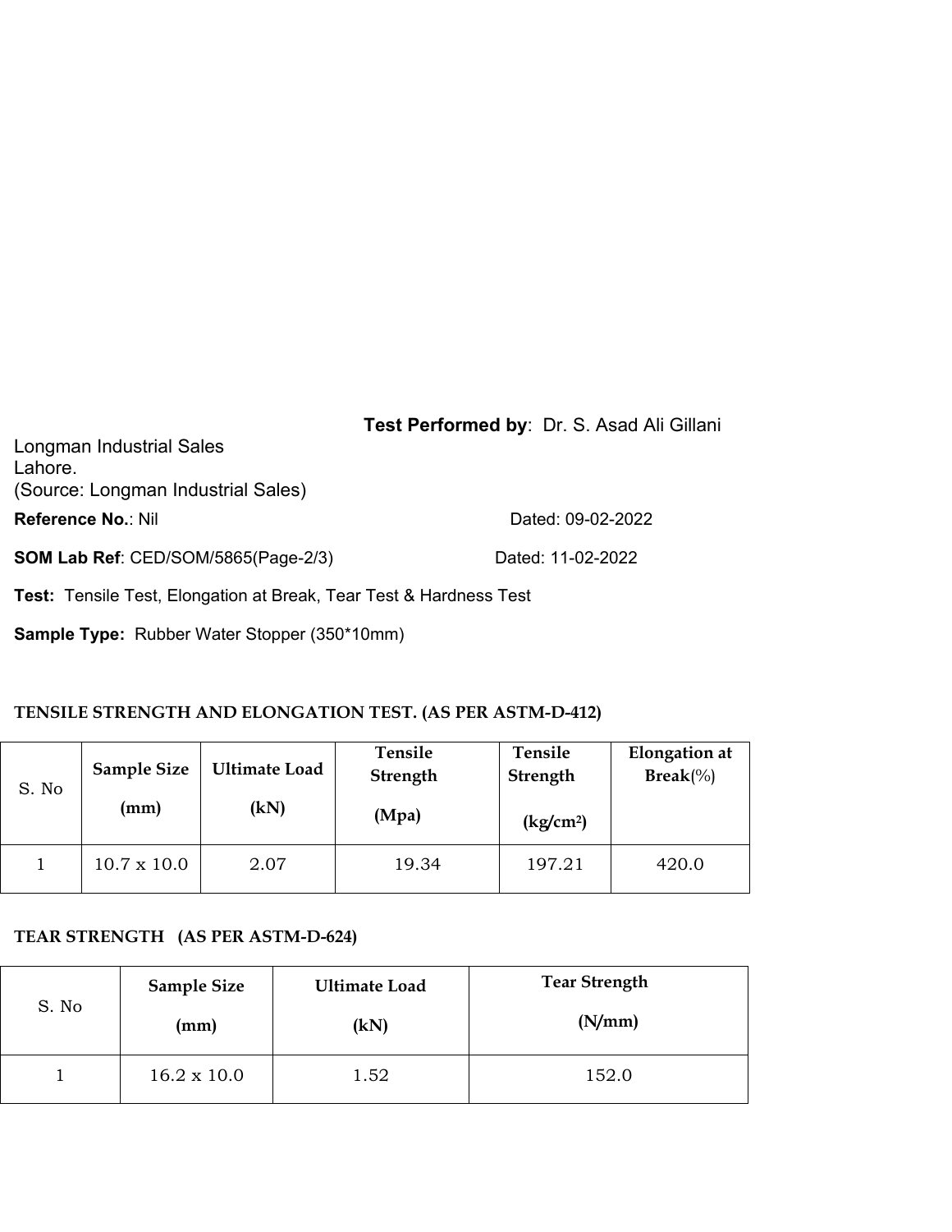**Test Performed by**: Dr. S. Asad Ali Gillani

Longman Industrial Sales
Lahore.
(Source: Longman Industrial Sales)

**Reference No.**: Nil Dated: 09-02-2022

**SOM Lab Ref**: CED/SOM/5865(Page-2/3) Dated: 11-02-2022

**Test:** Tensile Test, Elongation at Break, Tear Test & Hardness Test

**Sample Type:** Rubber Water Stopper (350*10mm)

**TENSILE STRENGTH AND ELONGATION TEST. (AS PER ASTM-D-412)**

| S. No | Sample Size (mm) | Ultimate Load (kN) | Tensile Strength (Mpa) | Tensile Strength (kg/cm²) | Elongation at Break(%) |
|---|---|---|---|---|---|
| 1 | 10.7 x 10.0 | 2.07 | 19.34 | 197.21 | 420.0 |

**TEAR STRENGTH (AS PER ASTM-D-624)**

| S. No | Sample Size (mm) | Ultimate Load (kN) | Tear Strength (N/mm) |
|---|---|---|---|
| 1 | 16.2 x 10.0 | 1.52 | 152.0 |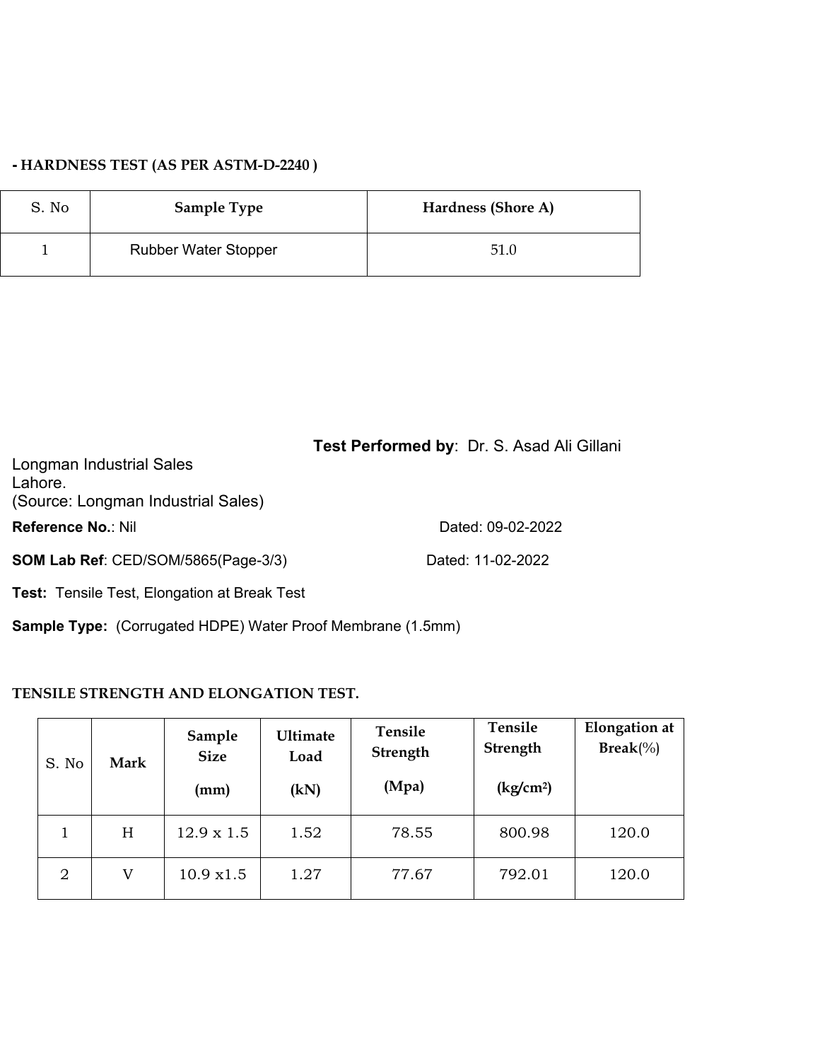**- HARDNESS TEST (AS PER ASTM-D-2240 )**

| S. No | Sample Type | Hardness (Shore A) |
|---|---|---|
| 1 | Rubber Water Stopper | 51.0 |

**Test Performed by**: Dr. S. Asad Ali Gillani

Longman Industrial Sales
Lahore.
(Source: Longman Industrial Sales)

**Reference No.**: Nil Dated: 09-02-2022

**SOM Lab Ref**: CED/SOM/5865(Page-3/3) Dated: 11-02-2022

**Test:** Tensile Test, Elongation at Break Test

**Sample Type:** (Corrugated HDPE) Water Proof Membrane (1.5mm)

**TENSILE STRENGTH AND ELONGATION TEST.**

| S. No | Mark | Sample Size (mm) | Ultimate Load (kN) | Tensile Strength (Mpa) | Tensile Strength ($kg/cm^2$) | Elongation at Break(%) |
|---|---|---|---|---|---|---|
| 1 | H | 12.9 x 1.5 | 1.52 | 78.55 | 800.98 | 120.0 |
| 2 | V | 10.9 x1.5 | 1.27 | 77.67 | 792.01 | 120.0 |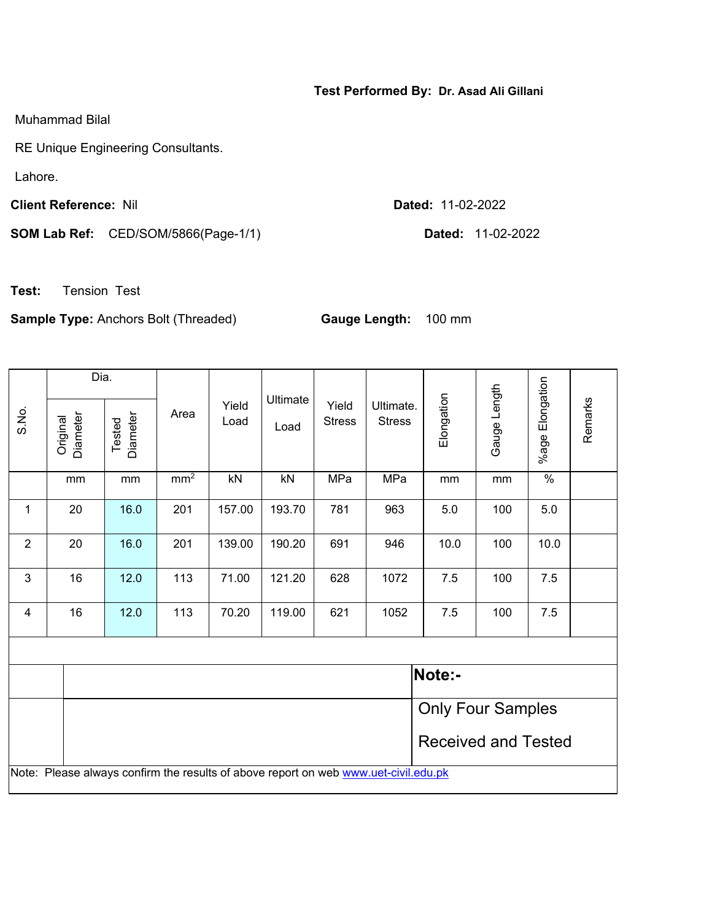**Test Performed By:** **Dr. Asad Ali Gillani**

Muhammad Bilal

RE Unique Engineering Consultants.

Lahore.

**Client Reference:** Nil **Dated:** 11-02-2022

**SOM Lab Ref:** CED/SOM/5866(Page-1/1) **Dated:** 11-02-2022

**Test:** Tension Test

**Sample Type:** Anchors Bolt (Threaded) **Gauge Length:** 100 mm

| S.No. | Dia. | | Area | Yield Load | Ultimate Load | Yield Stress | Ultimate. Stress | Elongation | Gauge Length | %age Elongation | Remarks |
|---|---|---|---|---|---|---|---|---|---|---|---|
| | Original Diameter | Tested Diameter | | | | | | | | | |
| | mm | mm | $mm^2$ | kN | kN | MPa | MPa | mm | mm | % | |
| 1 | 20 | 16.0 | 201 | 157.00 | 193.70 | 781 | 963 | 5.0 | 100 | 5.0 | |
| 2 | 20 | 16.0 | 201 | 139.00 | 190.20 | 691 | 946 | 10.0 | 100 | 10.0 | |
| 3 | 16 | 12.0 | 113 | 71.00 | 121.20 | 628 | 1072 | 7.5 | 100 | 7.5 | |
| 4 | 16 | 12.0 | 113 | 70.20 | 119.00 | 621 | 1052 | 7.5 | 100 | 7.5 | |

**Note:-**

Only Four Samples Received and Tested

Note: Please always confirm the results of above report on web www.uet-civil.edu.pk